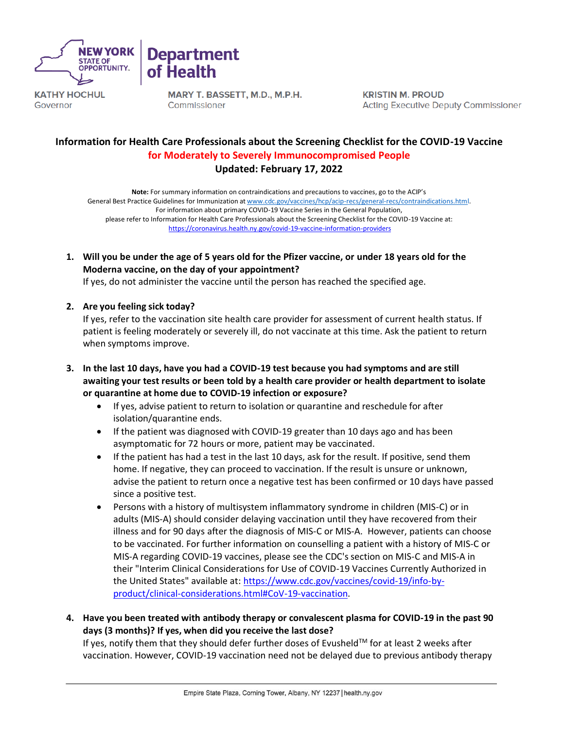NEW YORK STATE OF OPPORTUNITY. | Department of Health

KATHY HOCHUL
Governor

MARY T. BASSETT, M.D., M.P.H.
Commissioner

KRISTIN M. PROUD
Acting Executive Deputy Commissioner

## Information for Health Care Professionals about the Screening Checklist for the COVID-19 Vaccine for Moderately to Severely Immunocompromised People

### Updated: February 17, 2022

**Note:** For summary information on contraindications and precautions to vaccines, go to the ACIP's General Best Practice Guidelines for Immunization at www.cdc.gov/vaccines/hcp/acip-recs/general-recs/contraindications.html. For information about primary COVID-19 Vaccine Series in the General Population, please refer to Information for Health Care Professionals about the Screening Checklist for the COVID-19 Vaccine at: https://coronavirus.health.ny.gov/covid-19-vaccine-information-providers

1. **Will you be under the age of 5 years old for the Pfizer vaccine, or under 18 years old for the Moderna vaccine, on the day of your appointment?**
   If yes, do not administer the vaccine until the person has reached the specified age.

2. **Are you feeling sick today?**
   If yes, refer to the vaccination site health care provider for assessment of current health status. If patient is feeling moderately or severely ill, do not vaccinate at this time. Ask the patient to return when symptoms improve.

3. **In the last 10 days, have you had a COVID-19 test because you had symptoms and are still awaiting your test results or been told by a health care provider or health department to isolate or quarantine at home due to COVID-19 infection or exposure?**
   - If yes, advise patient to return to isolation or quarantine and reschedule for after isolation/quarantine ends.
   - If the patient was diagnosed with COVID-19 greater than 10 days ago and has been asymptomatic for 72 hours or more, patient may be vaccinated.
   - If the patient has had a test in the last 10 days, ask for the result. If positive, send them home. If negative, they can proceed to vaccination. If the result is unsure or unknown, advise the patient to return once a negative test has been confirmed or 10 days have passed since a positive test.
   - Persons with a history of multisystem inflammatory syndrome in children (MIS-C) or in adults (MIS-A) should consider delaying vaccination until they have recovered from their illness and for 90 days after the diagnosis of MIS-C or MIS-A. However, patients can choose to be vaccinated. For further information on counselling a patient with a history of MIS-C or MIS-A regarding COVID-19 vaccines, please see the CDC's section on MIS-C and MIS-A in their "Interim Clinical Considerations for Use of COVID-19 Vaccines Currently Authorized in the United States" available at: https://www.cdc.gov/vaccines/covid-19/info-by-product/clinical-considerations.html#CoV-19-vaccination.

4. **Have you been treated with antibody therapy or convalescent plasma for COVID-19 in the past 90 days (3 months)? If yes, when did you receive the last dose?**
   If yes, notify them that they should defer further doses of Evusheld™ for at least 2 weeks after vaccination. However, COVID-19 vaccination need not be delayed due to previous antibody therapy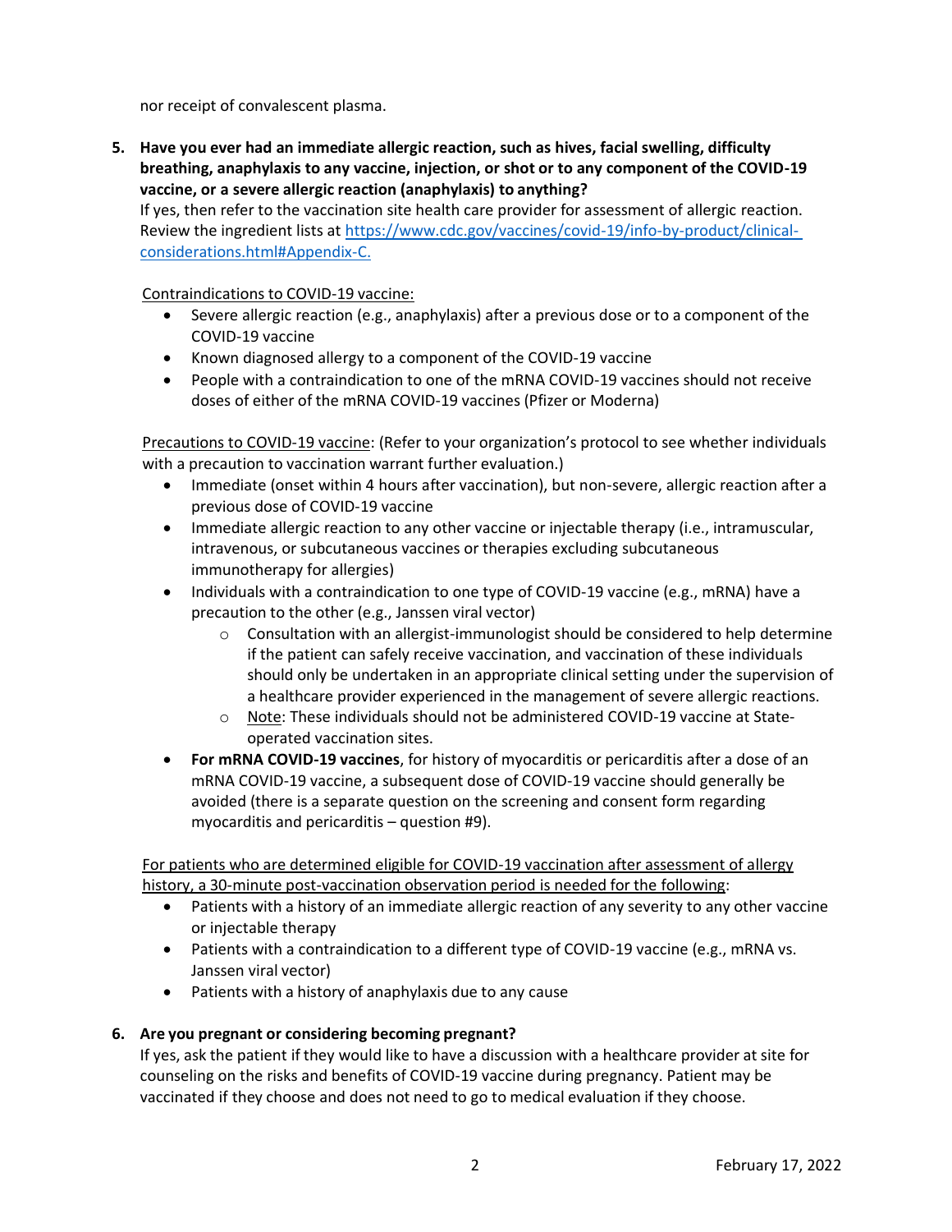nor receipt of convalescent plasma.

5. **Have you ever had an immediate allergic reaction, such as hives, facial swelling, difficulty breathing, anaphylaxis to any vaccine, injection, or shot or to any component of the COVID-19 vaccine, or a severe allergic reaction (anaphylaxis) to anything?**
   If yes, then refer to the vaccination site health care provider for assessment of allergic reaction. Review the ingredient lists at [https://www.cdc.gov/vaccines/covid-19/info-by-product/clinical-considerations.html#Appendix-C.](https://www.cdc.gov/vaccines/covid-19/info-by-product/clinical-considerations.html#Appendix-C)

   <u>Contraindications to COVID-19 vaccine:</u>
   - Severe allergic reaction (e.g., anaphylaxis) after a previous dose or to a component of the COVID-19 vaccine
   - Known diagnosed allergy to a component of the COVID-19 vaccine
   - People with a contraindication to one of the mRNA COVID-19 vaccines should not receive doses of either of the mRNA COVID-19 vaccines (Pfizer or Moderna)

   <u>Precautions to COVID-19 vaccine</u>: (Refer to your organization's protocol to see whether individuals with a precaution to vaccination warrant further evaluation.)
   - Immediate (onset within 4 hours after vaccination), but non-severe, allergic reaction after a previous dose of COVID-19 vaccine
   - Immediate allergic reaction to any other vaccine or injectable therapy (i.e., intramuscular, intravenous, or subcutaneous vaccines or therapies excluding subcutaneous immunotherapy for allergies)
   - Individuals with a contraindication to one type of COVID-19 vaccine (e.g., mRNA) have a precaution to the other (e.g., Janssen viral vector)
     - Consultation with an allergist-immunologist should be considered to help determine if the patient can safely receive vaccination, and vaccination of these individuals should only be undertaken in an appropriate clinical setting under the supervision of a healthcare provider experienced in the management of severe allergic reactions.
     - <u>Note</u>: These individuals should not be administered COVID-19 vaccine at State-operated vaccination sites.
   - **For mRNA COVID-19 vaccines**, for history of myocarditis or pericarditis after a dose of an mRNA COVID-19 vaccine, a subsequent dose of COVID-19 vaccine should generally be avoided (there is a separate question on the screening and consent form regarding myocarditis and pericarditis – question #9).

   <u>For patients who are determined eligible for COVID-19 vaccination after assessment of allergy history, a 30-minute post-vaccination observation period is needed for the following</u>:
   - Patients with a history of an immediate allergic reaction of any severity to any other vaccine or injectable therapy
   - Patients with a contraindication to a different type of COVID-19 vaccine (e.g., mRNA vs. Janssen viral vector)
   - Patients with a history of anaphylaxis due to any cause

6. **Are you pregnant or considering becoming pregnant?**
   If yes, ask the patient if they would like to have a discussion with a healthcare provider at site for counseling on the risks and benefits of COVID-19 vaccine during pregnancy. Patient may be vaccinated if they choose and does not need to go to medical evaluation if they choose.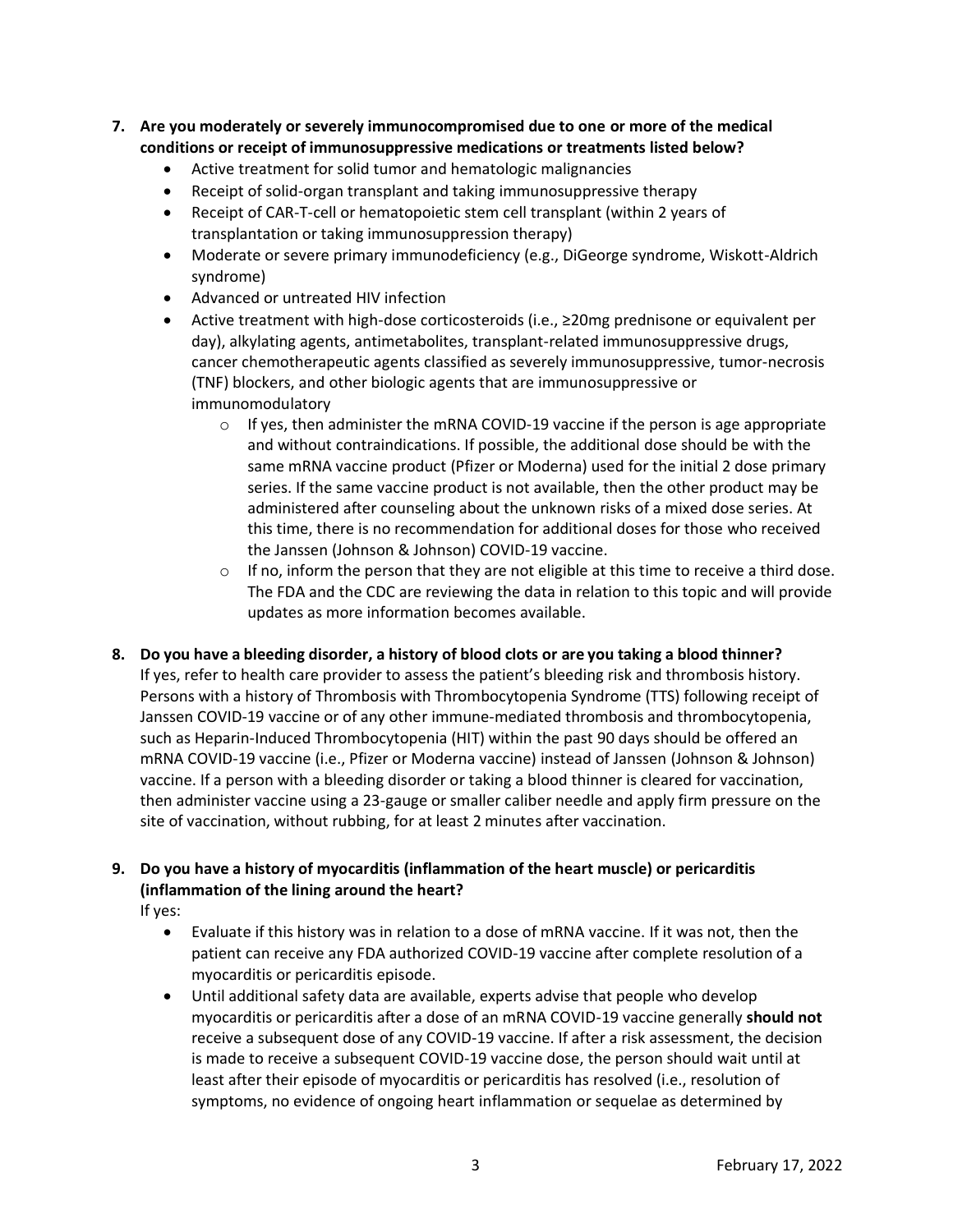**7. Are you moderately or severely immunocompromised due to one or more of the medical conditions or receipt of immunosuppressive medications or treatments listed below?**

- Active treatment for solid tumor and hematologic malignancies
- Receipt of solid-organ transplant and taking immunosuppressive therapy
- Receipt of CAR-T-cell or hematopoietic stem cell transplant (within 2 years of transplantation or taking immunosuppression therapy)
- Moderate or severe primary immunodeficiency (e.g., DiGeorge syndrome, Wiskott-Aldrich syndrome)
- Advanced or untreated HIV infection
- Active treatment with high-dose corticosteroids (i.e., ≥20mg prednisone or equivalent per day), alkylating agents, antimetabolites, transplant-related immunosuppressive drugs, cancer chemotherapeutic agents classified as severely immunosuppressive, tumor-necrosis (TNF) blockers, and other biologic agents that are immunosuppressive or immunomodulatory
    - If yes, then administer the mRNA COVID-19 vaccine if the person is age appropriate and without contraindications. If possible, the additional dose should be with the same mRNA vaccine product (Pfizer or Moderna) used for the initial 2 dose primary series. If the same vaccine product is not available, then the other product may be administered after counseling about the unknown risks of a mixed dose series. At this time, there is no recommendation for additional doses for those who received the Janssen (Johnson & Johnson) COVID-19 vaccine.
    - If no, inform the person that they are not eligible at this time to receive a third dose. The FDA and the CDC are reviewing the data in relation to this topic and will provide updates as more information becomes available.

**8. Do you have a bleeding disorder, a history of blood clots or are you taking a blood thinner?**

If yes, refer to health care provider to assess the patient's bleeding risk and thrombosis history. Persons with a history of Thrombosis with Thrombocytopenia Syndrome (TTS) following receipt of Janssen COVID-19 vaccine or of any other immune-mediated thrombosis and thrombocytopenia, such as Heparin-Induced Thrombocytopenia (HIT) within the past 90 days should be offered an mRNA COVID-19 vaccine (i.e., Pfizer or Moderna vaccine) instead of Janssen (Johnson & Johnson) vaccine. If a person with a bleeding disorder or taking a blood thinner is cleared for vaccination, then administer vaccine using a 23-gauge or smaller caliber needle and apply firm pressure on the site of vaccination, without rubbing, for at least 2 minutes after vaccination.

**9. Do you have a history of myocarditis (inflammation of the heart muscle) or pericarditis (inflammation of the lining around the heart?**

If yes:

- Evaluate if this history was in relation to a dose of mRNA vaccine. If it was not, then the patient can receive any FDA authorized COVID-19 vaccine after complete resolution of a myocarditis or pericarditis episode.
- Until additional safety data are available, experts advise that people who develop myocarditis or pericarditis after a dose of an mRNA COVID-19 vaccine generally **should not** receive a subsequent dose of any COVID-19 vaccine. If after a risk assessment, the decision is made to receive a subsequent COVID-19 vaccine dose, the person should wait until at least after their episode of myocarditis or pericarditis has resolved (i.e., resolution of symptoms, no evidence of ongoing heart inflammation or sequelae as determined by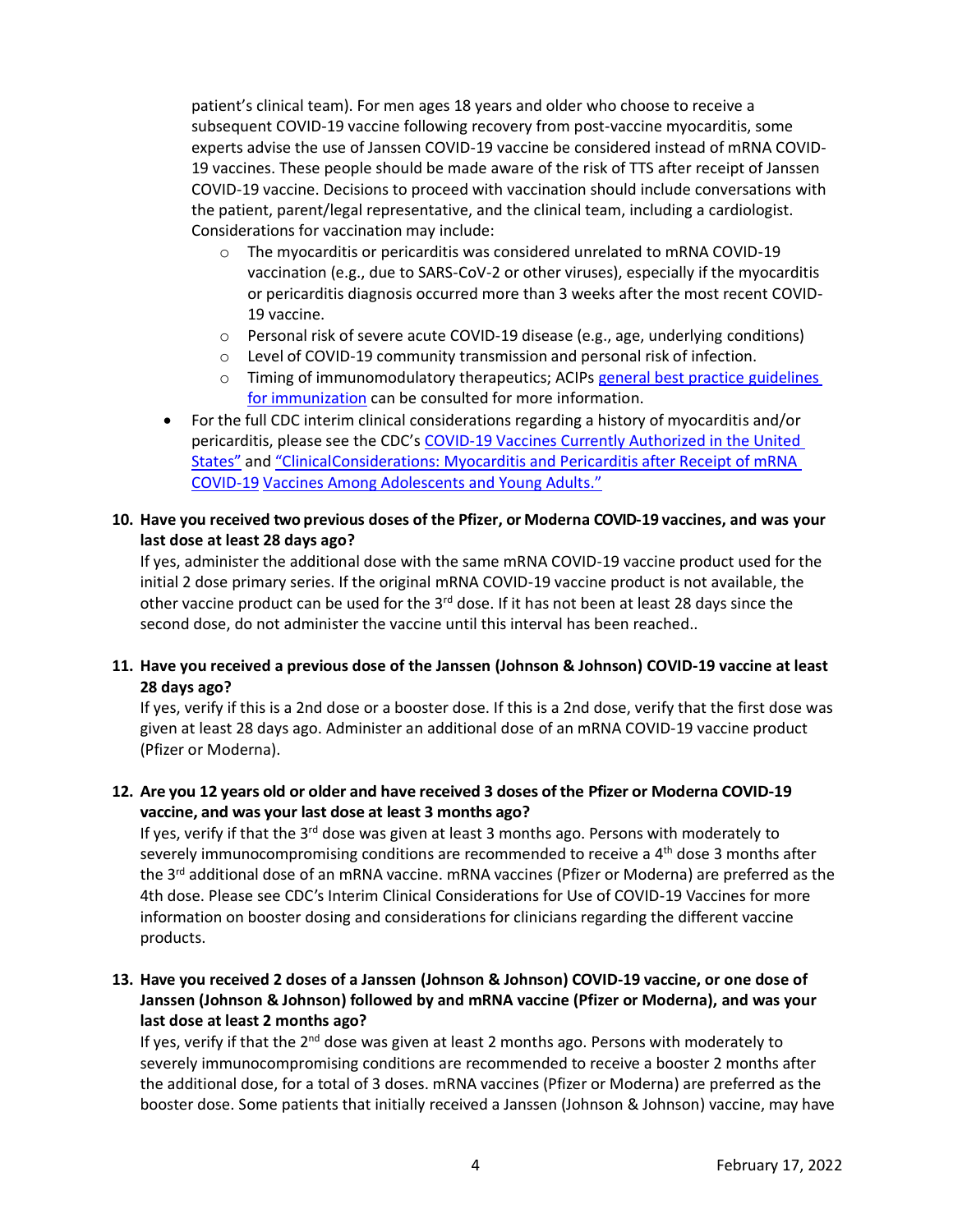patient's clinical team). For men ages 18 years and older who choose to receive a subsequent COVID-19 vaccine following recovery from post-vaccine myocarditis, some experts advise the use of Janssen COVID-19 vaccine be considered instead of mRNA COVID-19 vaccines. These people should be made aware of the risk of TTS after receipt of Janssen COVID-19 vaccine. Decisions to proceed with vaccination should include conversations with the patient, parent/legal representative, and the clinical team, including a cardiologist. Considerations for vaccination may include:

   - The myocarditis or pericarditis was considered unrelated to mRNA COVID-19 vaccination (e.g., due to SARS-CoV-2 or other viruses), especially if the myocarditis or pericarditis diagnosis occurred more than 3 weeks after the most recent COVID-19 vaccine.
   - Personal risk of severe acute COVID-19 disease (e.g., age, underlying conditions)
   - Level of COVID-19 community transmission and personal risk of infection.
   - Timing of immunomodulatory therapeutics; ACIPs general best practice guidelines for immunization can be consulted for more information.

- For the full CDC interim clinical considerations regarding a history of myocarditis and/or pericarditis, please see the CDC's COVID-19 Vaccines Currently Authorized in the United States" and "ClinicalConsiderations: Myocarditis and Pericarditis after Receipt of mRNA COVID-19 Vaccines Among Adolescents and Young Adults."

10. **Have you received two previous doses of the Pfizer, or Moderna COVID-19 vaccines, and was your last dose at least 28 days ago?**
    If yes, administer the additional dose with the same mRNA COVID-19 vaccine product used for the initial 2 dose primary series. If the original mRNA COVID-19 vaccine product is not available, the other vaccine product can be used for the 3rd dose. If it has not been at least 28 days since the second dose, do not administer the vaccine until this interval has been reached..

11. **Have you received a previous dose of the Janssen (Johnson & Johnson) COVID-19 vaccine at least 28 days ago?**
    If yes, verify if this is a 2nd dose or a booster dose. If this is a 2nd dose, verify that the first dose was given at least 28 days ago. Administer an additional dose of an mRNA COVID-19 vaccine product (Pfizer or Moderna).

12. **Are you 12 years old or older and have received 3 doses of the Pfizer or Moderna COVID-19 vaccine, and was your last dose at least 3 months ago?**
    If yes, verify if that the 3rd dose was given at least 3 months ago. Persons with moderately to severely immunocompromising conditions are recommended to receive a 4th dose 3 months after the 3rd additional dose of an mRNA vaccine. mRNA vaccines (Pfizer or Moderna) are preferred as the 4th dose. Please see CDC's Interim Clinical Considerations for Use of COVID-19 Vaccines for more information on booster dosing and considerations for clinicians regarding the different vaccine products.

13. **Have you received 2 doses of a Janssen (Johnson & Johnson) COVID-19 vaccine, or one dose of Janssen (Johnson & Johnson) followed by and mRNA vaccine (Pfizer or Moderna), and was your last dose at least 2 months ago?**
    If yes, verify if that the 2nd dose was given at least 2 months ago. Persons with moderately to severely immunocompromising conditions are recommended to receive a booster 2 months after the additional dose, for a total of 3 doses. mRNA vaccines (Pfizer or Moderna) are preferred as the booster dose. Some patients that initially received a Janssen (Johnson & Johnson) vaccine, may have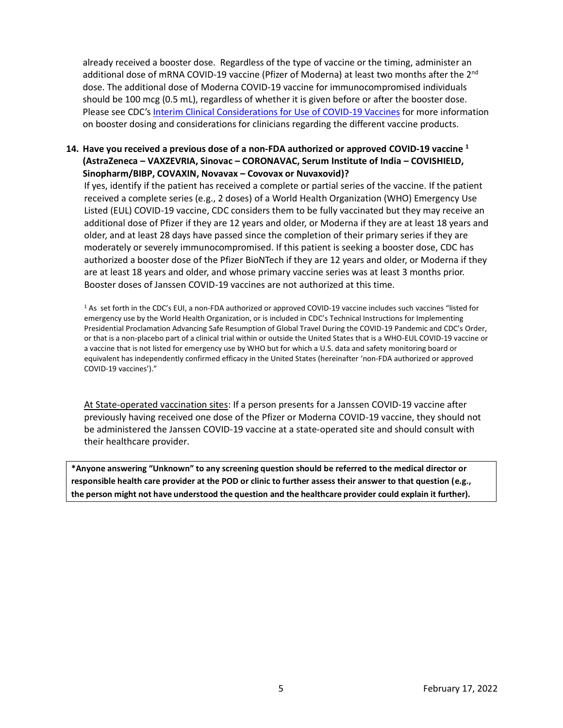already received a booster dose. Regardless of the type of vaccine or the timing, administer an additional dose of mRNA COVID-19 vaccine (Pfizer of Moderna) at least two months after the 2nd dose. The additional dose of Moderna COVID-19 vaccine for immunocompromised individuals should be 100 mcg (0.5 mL), regardless of whether it is given before or after the booster dose. Please see CDC's Interim Clinical Considerations for Use of COVID-19 Vaccines for more information on booster dosing and considerations for clinicians regarding the different vaccine products.

**14. Have you received a previous dose of a non-FDA authorized or approved COVID-19 vaccine [1] (AstraZeneca – VAXZEVRIA, Sinovac – CORONAVAC, Serum Institute of India – COVISHIELD, Sinopharm/BIBP, COVAXIN, Novavax – Covovax or Nuvaxovid)?**

If yes, identify if the patient has received a complete or partial series of the vaccine. If the patient received a complete series (e.g., 2 doses) of a World Health Organization (WHO) Emergency Use Listed (EUL) COVID-19 vaccine, CDC considers them to be fully vaccinated but they may receive an additional dose of Pfizer if they are 12 years and older, or Moderna if they are at least 18 years and older, and at least 28 days have passed since the completion of their primary series if they are moderately or severely immunocompromised. If this patient is seeking a booster dose, CDC has authorized a booster dose of the Pfizer BioNTech if they are 12 years and older, or Moderna if they are at least 18 years and older, and whose primary vaccine series was at least 3 months prior. Booster doses of Janssen COVID-19 vaccines are not authorized at this time.

[1] As set forth in the CDC's EUI, a non-FDA authorized or approved COVID-19 vaccine includes such vaccines "listed for emergency use by the World Health Organization, or is included in CDC's Technical Instructions for Implementing Presidential Proclamation Advancing Safe Resumption of Global Travel During the COVID-19 Pandemic and CDC's Order, or that is a non-placebo part of a clinical trial within or outside the United States that is a WHO-EUL COVID-19 vaccine or a vaccine that is not listed for emergency use by WHO but for which a U.S. data and safety monitoring board or equivalent has independently confirmed efficacy in the United States (hereinafter 'non-FDA authorized or approved COVID-19 vaccines')."

At State-operated vaccination sites: If a person presents for a Janssen COVID-19 vaccine after previously having received one dose of the Pfizer or Moderna COVID-19 vaccine, they should not be administered the Janssen COVID-19 vaccine at a state-operated site and should consult with their healthcare provider.

**\*Anyone answering "Unknown" to any screening question should be referred to the medical director or responsible health care provider at the POD or clinic to further assess their answer to that question (e.g., the person might not have understood the question and the healthcare provider could explain it further).**

February 17, 2022